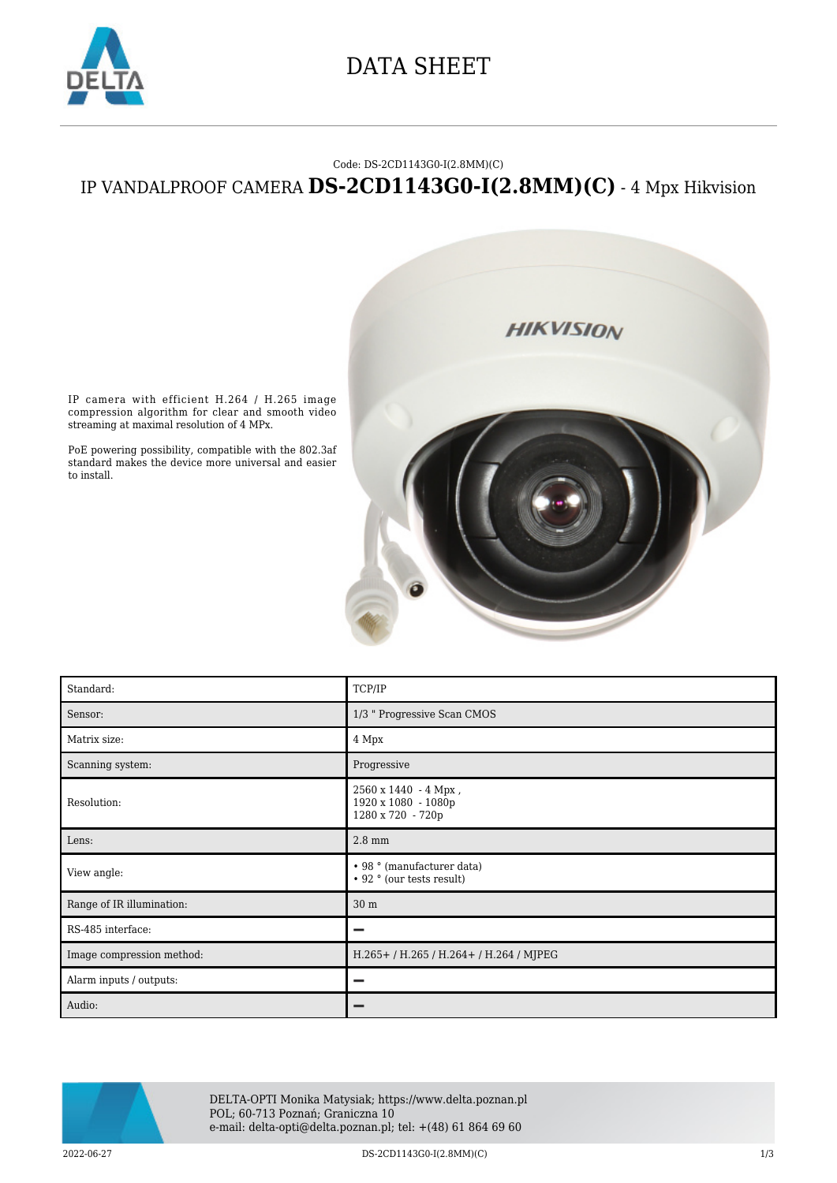# DATA SHEET

Code: DS-2CD1143G0-I(2.8MM)(C)

## IP VANDALPROOF CAMERA **DS-2CD1143G0-I(2.8MM)(C)** - 4 Mpx Hikvision

IP camera with efficient H.264 / H.265 image compression algorithm for clear and smooth video streaming at maximal resolution of 4 MPx.

PoE powering possibility, compatible with the 802.3af standard makes the device more universal and easier to install.

| | |
|---|---|
| Standard: | TCP/IP |
| Sensor: | 1/3 " Progressive Scan CMOS |
| Matrix size: | 4 Mpx |
| Scanning system: | Progressive |
| Resolution: | 2560 x 1440 - 4 Mpx ,<br>1920 x 1080 - 1080p<br>1280 x 720 - 720p |
| Lens: | 2.8 mm |
| View angle: | • 98 ° (manufacturer data)<br>• 92 ° (our tests result) |
| Range of IR illumination: | 30 m |
| RS-485 interface: | − |
| Image compression method: | H.265+ / H.265 / H.264+ / H.264 / MJPEG |
| Alarm inputs / outputs: | − |
| Audio: | − |

DELTA-OPTI Monika Matysiak; https://www.delta.poznan.pl
POL; 60-713 Poznań; Graniczna 10
e-mail: delta-opti@delta.poznan.pl; tel: +(48) 61 864 69 60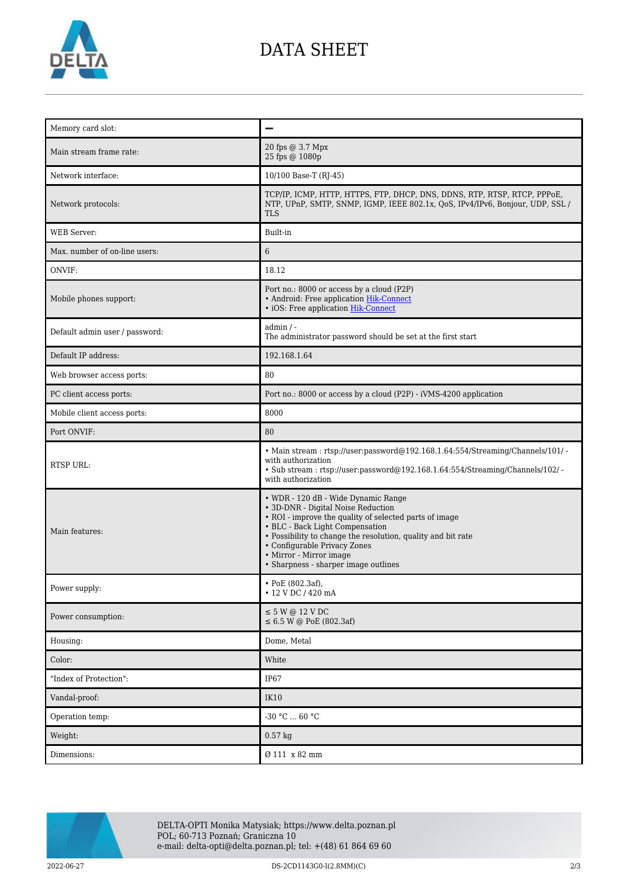# DATA SHEET

| | |
|---|---|
| Memory card slot: | – |
| Main stream frame rate: | 20 fps @ 3.7 Mpx<br>25 fps @ 1080p |
| Network interface: | 10/100 Base-T (RJ-45) |
| Network protocols: | TCP/IP, ICMP, HTTP, HTTPS, FTP, DHCP, DNS, DDNS, RTP, RTSP, RTCP, PPPoE, NTP, UPnP, SMTP, SNMP, IGMP, IEEE 802.1x, QoS, IPv4/IPv6, Bonjour, UDP, SSL / TLS |
| WEB Server: | Built-in |
| Max. number of on-line users: | 6 |
| ONVIF: | 18.12 |
| Mobile phones support: | Port no.: 8000 or access by a cloud (P2P)<br>• Android: Free application Hik-Connect<br>• iOS: Free application Hik-Connect |
| Default admin user / password: | admin / -<br>The administrator password should be set at the first start |
| Default IP address: | 192.168.1.64 |
| Web browser access ports: | 80 |
| PC client access ports: | Port no.: 8000 or access by a cloud (P2P) - iVMS-4200 application |
| Mobile client access ports: | 8000 |
| Port ONVIF: | 80 |
| RTSP URL: | • Main stream : rtsp://user:password@192.168.1.64:554/Streaming/Channels/101/ - with authorization<br>• Sub stream : rtsp://user:password@192.168.1.64:554/Streaming/Channels/102/ - with authorization |
| Main features: | • WDR - 120 dB - Wide Dynamic Range<br>• 3D-DNR - Digital Noise Reduction<br>• ROI - improve the quality of selected parts of image<br>• BLC - Back Light Compensation<br>• Possibility to change the resolution, quality and bit rate<br>• Configurable Privacy Zones<br>• Mirror - Mirror image<br>• Sharpness - sharper image outlines |
| Power supply: | • PoE (802.3af),<br>• 12 V DC / 420 mA |
| Power consumption: | ≤ 5 W @ 12 V DC<br>≤ 6.5 W @ PoE (802.3af) |
| Housing: | Dome, Metal |
| Color: | White |
| "Index of Protection": | IP67 |
| Vandal-proof: | IK10 |
| Operation temp: | -30 °C ... 60 °C |
| Weight: | 0.57 kg |
| Dimensions: | Ø 111 x 82 mm |

DELTA-OPTI Monika Matysiak; https://www.delta.poznan.pl
POL; 60-713 Poznań; Graniczna 10
e-mail: delta-opti@delta.poznan.pl; tel: +(48) 61 864 69 60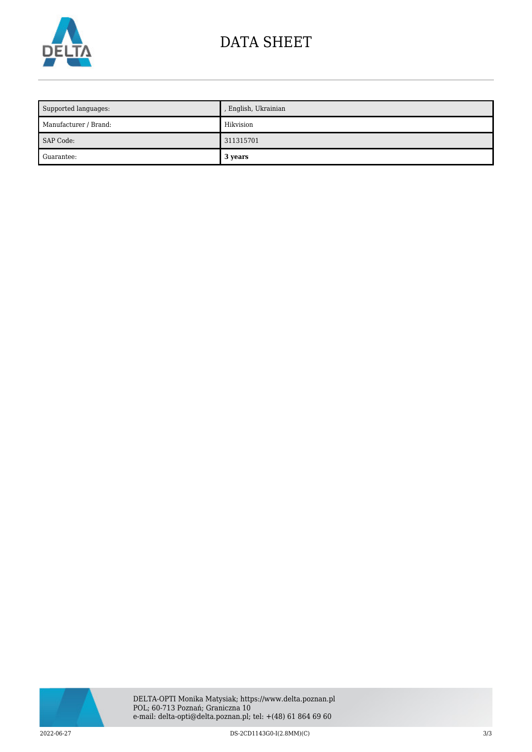# DATA SHEET

| | |
|---|---|
| Supported languages: | , English, Ukrainian |
| Manufacturer / Brand: | Hikvision |
| SAP Code: | 311315701 |
| Guarantee: | **3 years** |